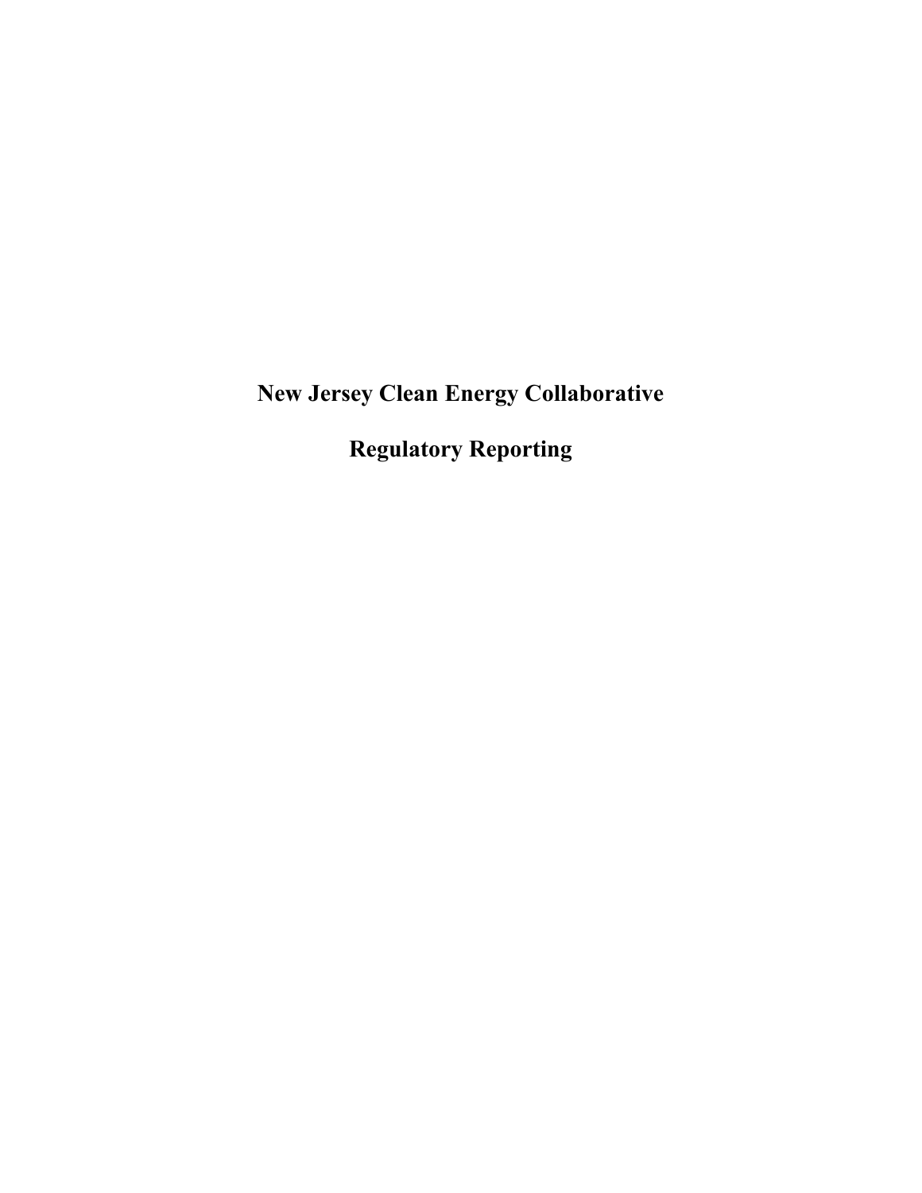# New Jersey Clean Energy Collaborative

# Regulatory Reporting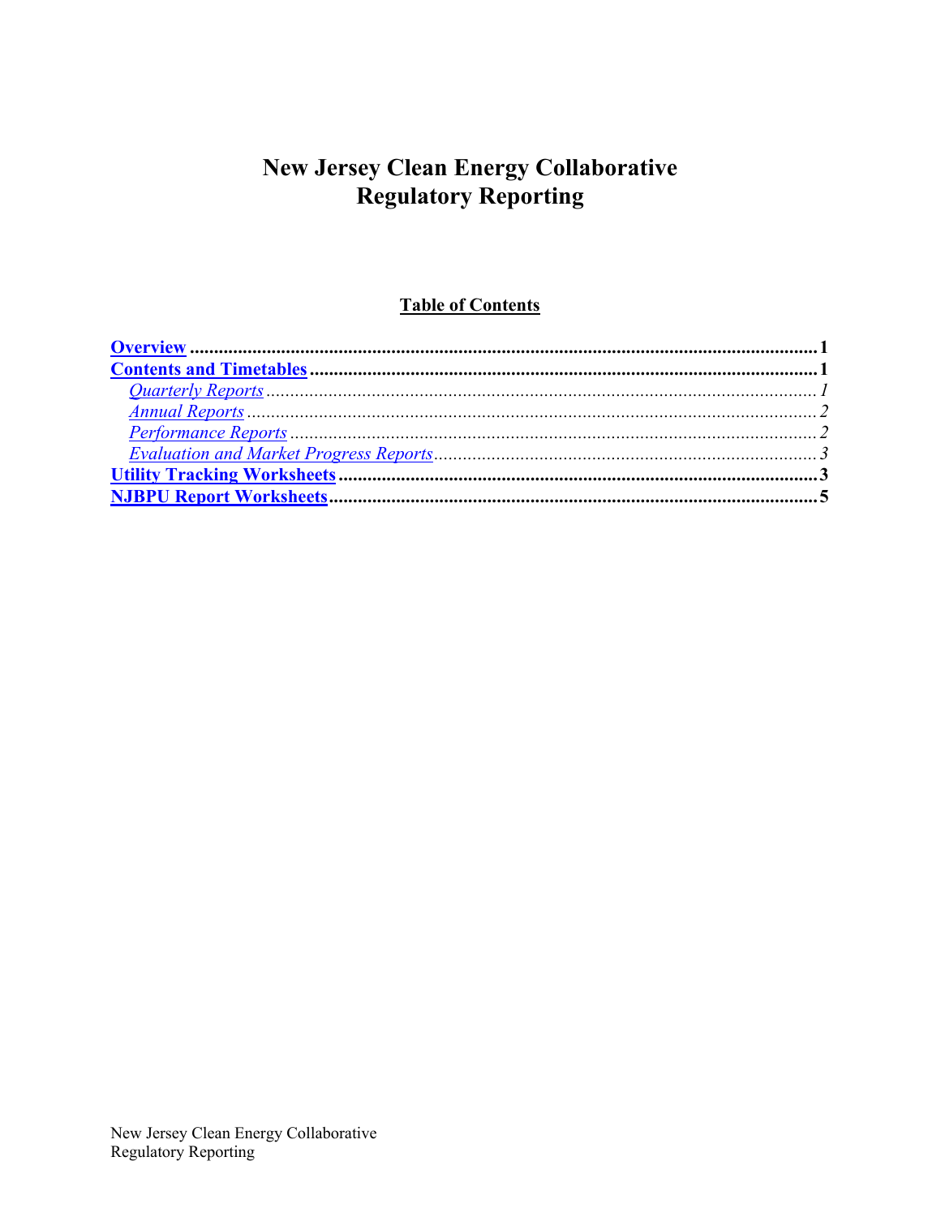# New Jersey Clean Energy Collaborative
# Regulatory Reporting

## Table of Contents

**Overview** .......... **1**
**Contents and Timetables** .......... **1**
- *Quarterly Reports* .......... *1*
- *Annual Reports* .......... *2*
- *Performance Reports* .......... *2*
- *Evaluation and Market Progress Reports* .......... *3*

**Utility Tracking Worksheets** .......... **3**
**NJBPU Report Worksheets** .......... **5**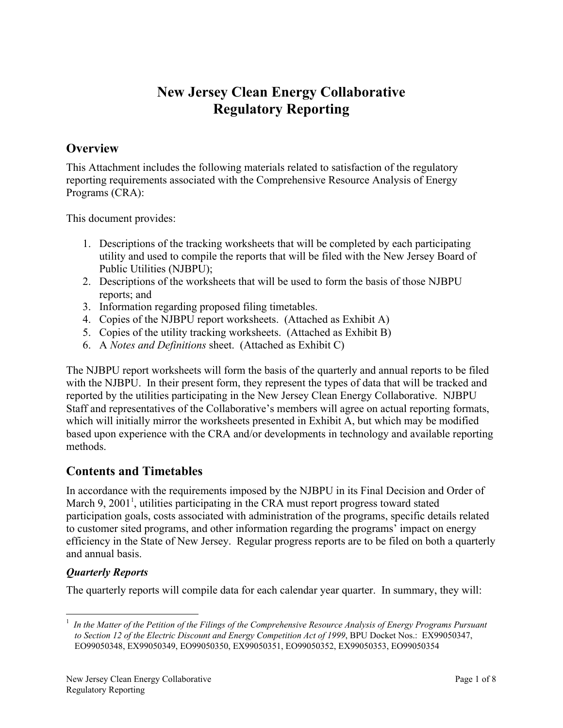# New Jersey Clean Energy Collaborative
# Regulatory Reporting

## Overview

This Attachment includes the following materials related to satisfaction of the regulatory reporting requirements associated with the Comprehensive Resource Analysis of Energy Programs (CRA):

This document provides:

1. Descriptions of the tracking worksheets that will be completed by each participating utility and used to compile the reports that will be filed with the New Jersey Board of Public Utilities (NJBPU);
2. Descriptions of the worksheets that will be used to form the basis of those NJBPU reports; and
3. Information regarding proposed filing timetables.
4. Copies of the NJBPU report worksheets. (Attached as Exhibit A)
5. Copies of the utility tracking worksheets. (Attached as Exhibit B)
6. A *Notes and Definitions* sheet. (Attached as Exhibit C)

The NJBPU report worksheets will form the basis of the quarterly and annual reports to be filed with the NJBPU. In their present form, they represent the types of data that will be tracked and reported by the utilities participating in the New Jersey Clean Energy Collaborative. NJBPU Staff and representatives of the Collaborative's members will agree on actual reporting formats, which will initially mirror the worksheets presented in Exhibit A, but which may be modified based upon experience with the CRA and/or developments in technology and available reporting methods.

## Contents and Timetables

In accordance with the requirements imposed by the NJBPU in its Final Decision and Order of March 9, 2001[1], utilities participating in the CRA must report progress toward stated participation goals, costs associated with administration of the programs, specific details related to customer sited programs, and other information regarding the programs' impact on energy efficiency in the State of New Jersey. Regular progress reports are to be filed on both a quarterly and annual basis.

### *Quarterly Reports*

The quarterly reports will compile data for each calendar year quarter. In summary, they will:

---

[1] *In the Matter of the Petition of the Filings of the Comprehensive Resource Analysis of Energy Programs Pursuant to Section 12 of the Electric Discount and Energy Competition Act of 1999*, BPU Docket Nos.: EX99050347, EO99050348, EX99050349, EO99050350, EX99050351, EO99050352, EX99050353, EO99050354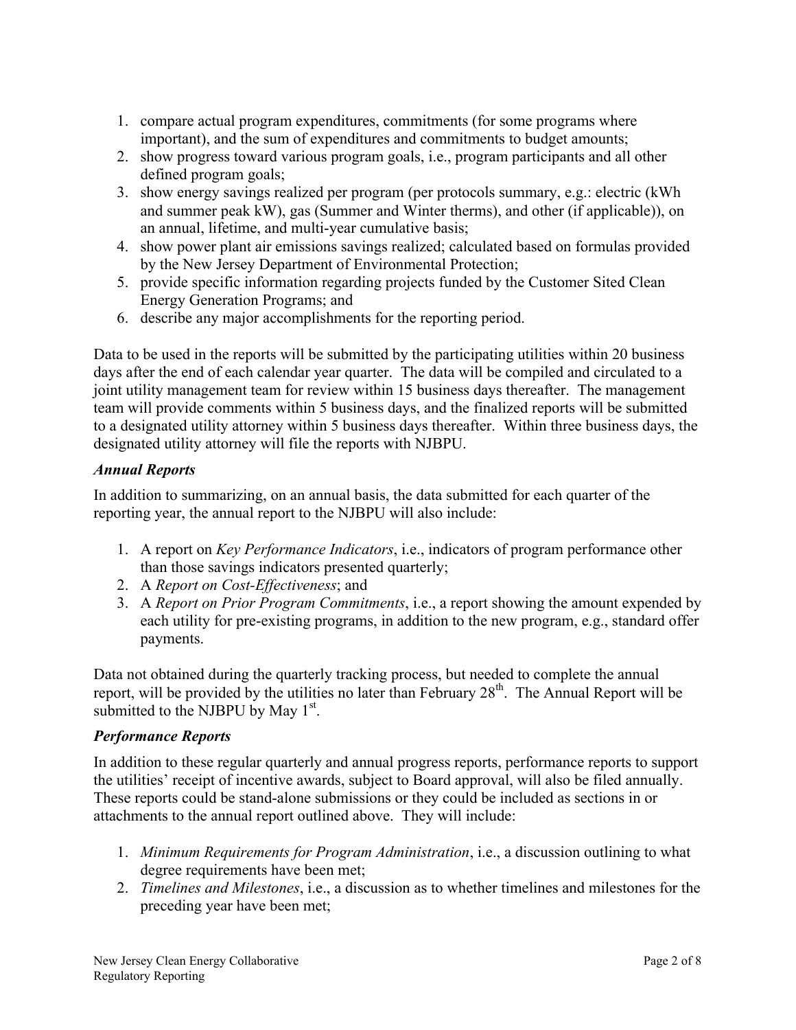1. compare actual program expenditures, commitments (for some programs where important), and the sum of expenditures and commitments to budget amounts;
2. show progress toward various program goals, i.e., program participants and all other defined program goals;
3. show energy savings realized per program (per protocols summary, e.g.: electric (kWh and summer peak kW), gas (Summer and Winter therms), and other (if applicable)), on an annual, lifetime, and multi-year cumulative basis;
4. show power plant air emissions savings realized; calculated based on formulas provided by the New Jersey Department of Environmental Protection;
5. provide specific information regarding projects funded by the Customer Sited Clean Energy Generation Programs; and
6. describe any major accomplishments for the reporting period.

Data to be used in the reports will be submitted by the participating utilities within 20 business days after the end of each calendar year quarter. The data will be compiled and circulated to a joint utility management team for review within 15 business days thereafter. The management team will provide comments within 5 business days, and the finalized reports will be submitted to a designated utility attorney within 5 business days thereafter. Within three business days, the designated utility attorney will file the reports with NJBPU.

### *Annual Reports*

In addition to summarizing, on an annual basis, the data submitted for each quarter of the reporting year, the annual report to the NJBPU will also include:

1. A report on *Key Performance Indicators*, i.e., indicators of program performance other than those savings indicators presented quarterly;
2. A *Report on Cost-Effectiveness*; and
3. A *Report on Prior Program Commitments*, i.e., a report showing the amount expended by each utility for pre-existing programs, in addition to the new program, e.g., standard offer payments.

Data not obtained during the quarterly tracking process, but needed to complete the annual report, will be provided by the utilities no later than February 28th. The Annual Report will be submitted to the NJBPU by May 1st.

### *Performance Reports*

In addition to these regular quarterly and annual progress reports, performance reports to support the utilities' receipt of incentive awards, subject to Board approval, will also be filed annually. These reports could be stand-alone submissions or they could be included as sections in or attachments to the annual report outlined above. They will include:

1. *Minimum Requirements for Program Administration*, i.e., a discussion outlining to what degree requirements have been met;
2. *Timelines and Milestones*, i.e., a discussion as to whether timelines and milestones for the preceding year have been met;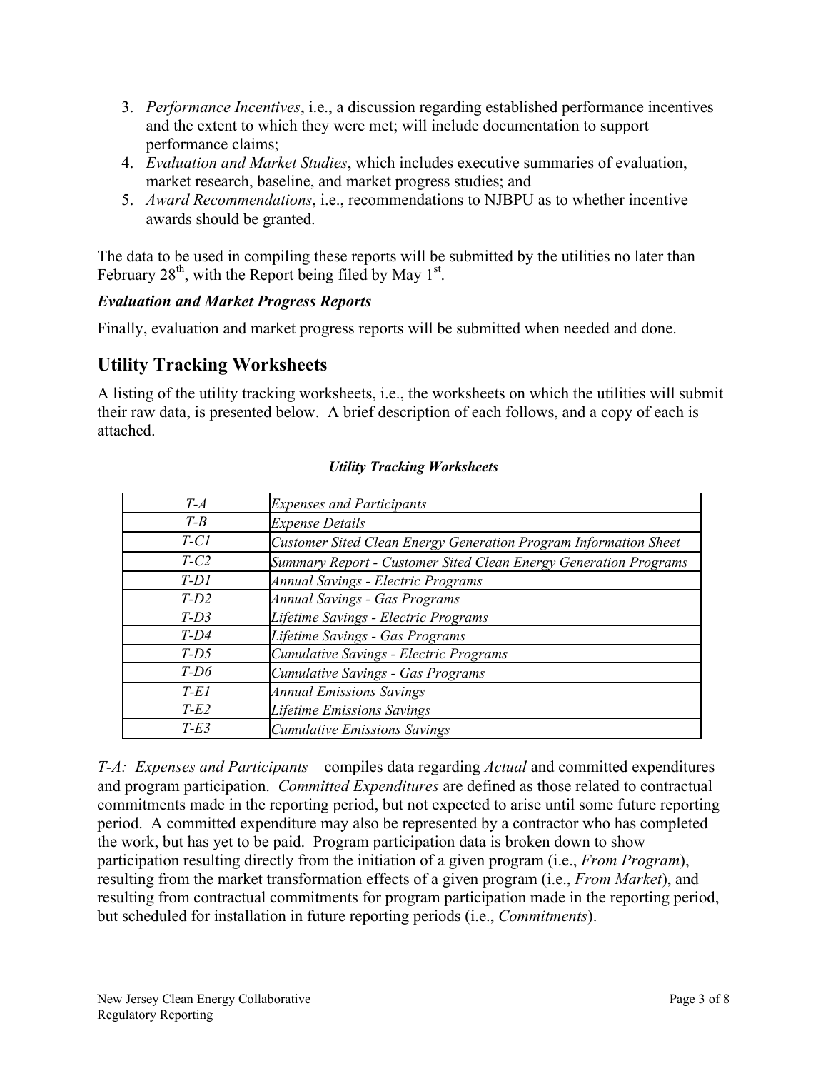3. *Performance Incentives*, i.e., a discussion regarding established performance incentives and the extent to which they were met; will include documentation to support performance claims;
4. *Evaluation and Market Studies*, which includes executive summaries of evaluation, market research, baseline, and market progress studies; and
5. *Award Recommendations*, i.e., recommendations to NJBPU as to whether incentive awards should be granted.

The data to be used in compiling these reports will be submitted by the utilities no later than February 28th, with the Report being filed by May 1st.

***Evaluation and Market Progress Reports***

Finally, evaluation and market progress reports will be submitted when needed and done.

## Utility Tracking Worksheets

A listing of the utility tracking worksheets, i.e., the worksheets on which the utilities will submit their raw data, is presented below. A brief description of each follows, and a copy of each is attached.

***Utility Tracking Worksheets***

| | |
|---|---|
| *T-A* | *Expenses and Participants* |
| *T-B* | *Expense Details* |
| *T-C1* | *Customer Sited Clean Energy Generation Program Information Sheet* |
| *T-C2* | *Summary Report - Customer Sited Clean Energy Generation Programs* |
| *T-D1* | *Annual Savings - Electric Programs* |
| *T-D2* | *Annual Savings - Gas Programs* |
| *T-D3* | *Lifetime Savings - Electric Programs* |
| *T-D4* | *Lifetime Savings - Gas Programs* |
| *T-D5* | *Cumulative Savings - Electric Programs* |
| *T-D6* | *Cumulative Savings - Gas Programs* |
| *T-E1* | *Annual Emissions Savings* |
| *T-E2* | *Lifetime Emissions Savings* |
| *T-E3* | *Cumulative Emissions Savings* |

*T-A: Expenses and Participants* – compiles data regarding *Actual* and committed expenditures and program participation. *Committed Expenditures* are defined as those related to contractual commitments made in the reporting period, but not expected to arise until some future reporting period. A committed expenditure may also be represented by a contractor who has completed the work, but has yet to be paid. Program participation data is broken down to show participation resulting directly from the initiation of a given program (i.e., *From Program*), resulting from the market transformation effects of a given program (i.e., *From Market*), and resulting from contractual commitments for program participation made in the reporting period, but scheduled for installation in future reporting periods (i.e., *Commitments*).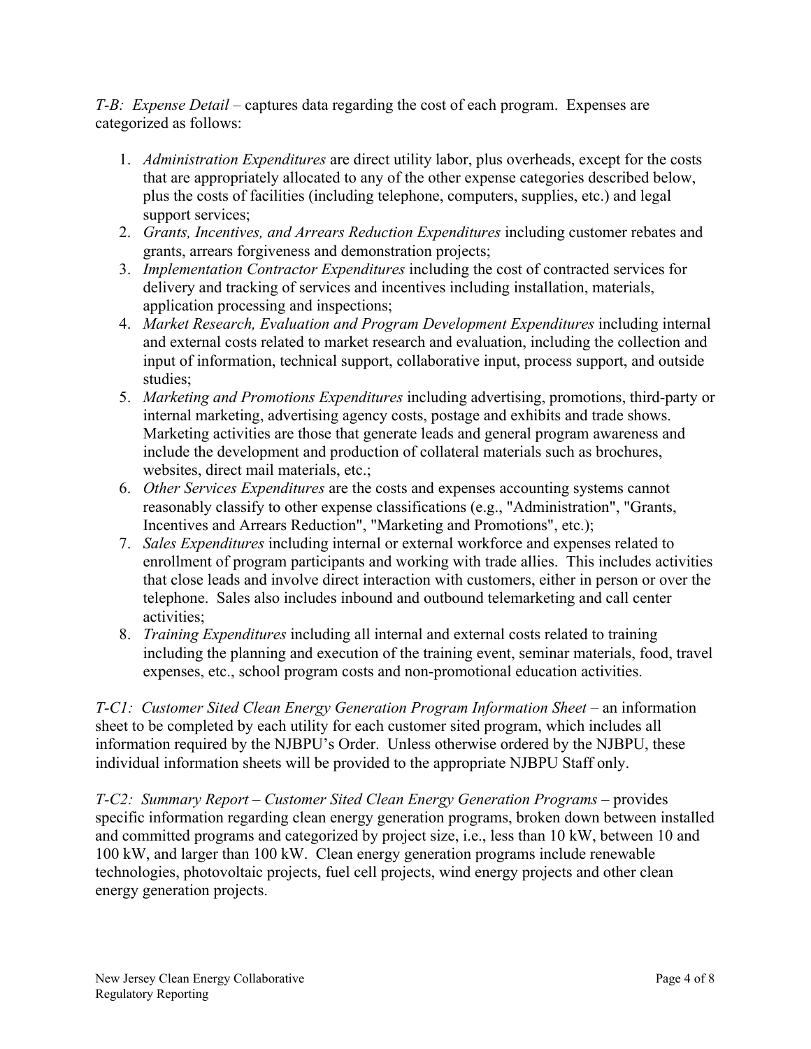*T-B: Expense Detail* – captures data regarding the cost of each program. Expenses are categorized as follows:

1. *Administration Expenditures* are direct utility labor, plus overheads, except for the costs that are appropriately allocated to any of the other expense categories described below, plus the costs of facilities (including telephone, computers, supplies, etc.) and legal support services;
2. *Grants, Incentives, and Arrears Reduction Expenditures* including customer rebates and grants, arrears forgiveness and demonstration projects;
3. *Implementation Contractor Expenditures* including the cost of contracted services for delivery and tracking of services and incentives including installation, materials, application processing and inspections;
4. *Market Research, Evaluation and Program Development Expenditures* including internal and external costs related to market research and evaluation, including the collection and input of information, technical support, collaborative input, process support, and outside studies;
5. *Marketing and Promotions Expenditures* including advertising, promotions, third-party or internal marketing, advertising agency costs, postage and exhibits and trade shows. Marketing activities are those that generate leads and general program awareness and include the development and production of collateral materials such as brochures, websites, direct mail materials, etc.;
6. *Other Services Expenditures* are the costs and expenses accounting systems cannot reasonably classify to other expense classifications (e.g., "Administration", "Grants, Incentives and Arrears Reduction", "Marketing and Promotions", etc.);
7. *Sales Expenditures* including internal or external workforce and expenses related to enrollment of program participants and working with trade allies. This includes activities that close leads and involve direct interaction with customers, either in person or over the telephone. Sales also includes inbound and outbound telemarketing and call center activities;
8. *Training Expenditures* including all internal and external costs related to training including the planning and execution of the training event, seminar materials, food, travel expenses, etc., school program costs and non-promotional education activities.

*T-C1: Customer Sited Clean Energy Generation Program Information Sheet* – an information sheet to be completed by each utility for each customer sited program, which includes all information required by the NJBPU's Order. Unless otherwise ordered by the NJBPU, these individual information sheets will be provided to the appropriate NJBPU Staff only.

*T-C2: Summary Report – Customer Sited Clean Energy Generation Programs* – provides specific information regarding clean energy generation programs, broken down between installed and committed programs and categorized by project size, i.e., less than 10 kW, between 10 and 100 kW, and larger than 100 kW. Clean energy generation programs include renewable technologies, photovoltaic projects, fuel cell projects, wind energy projects and other clean energy generation projects.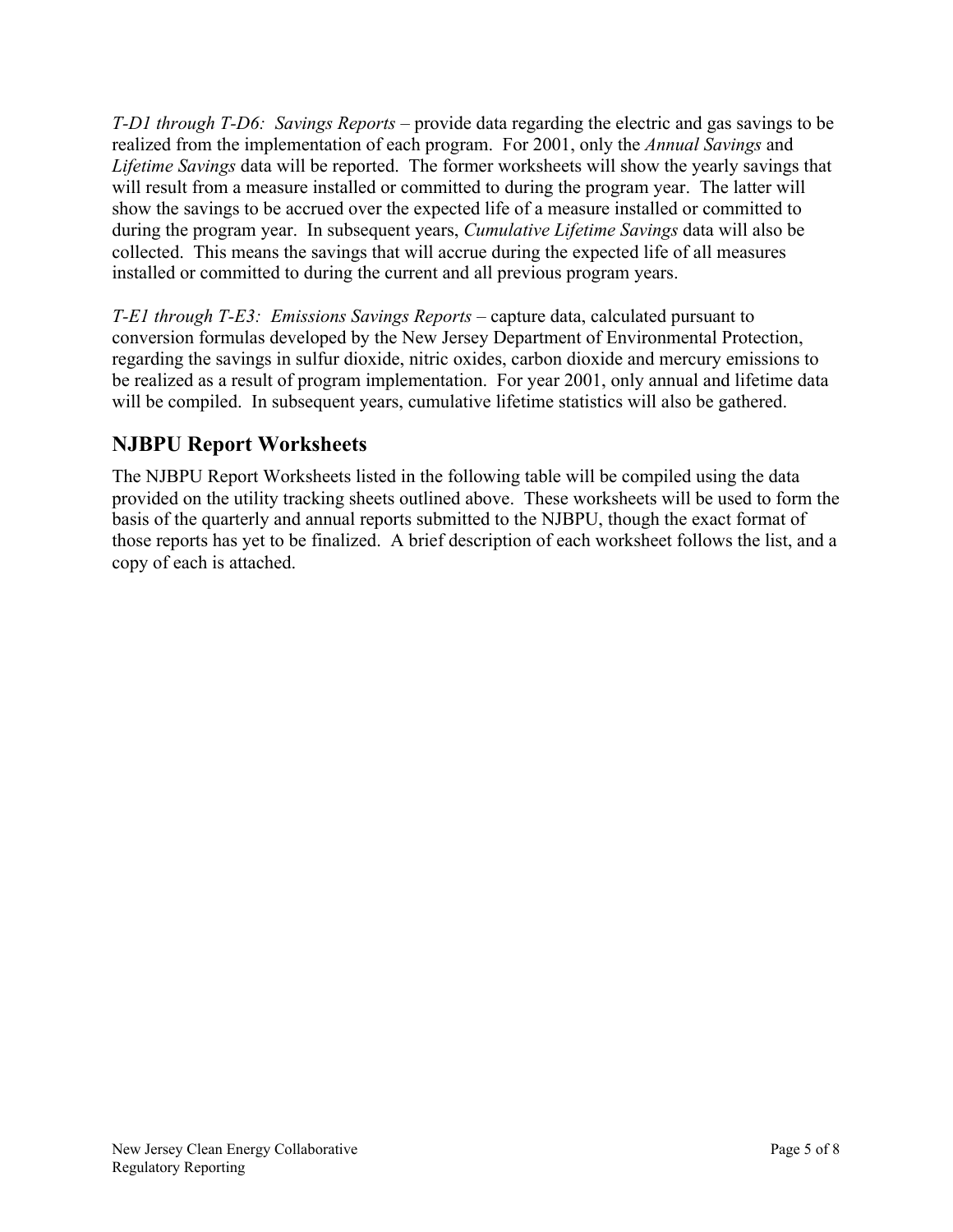*T-D1 through T-D6: Savings Reports* – provide data regarding the electric and gas savings to be realized from the implementation of each program. For 2001, only the *Annual Savings* and *Lifetime Savings* data will be reported. The former worksheets will show the yearly savings that will result from a measure installed or committed to during the program year. The latter will show the savings to be accrued over the expected life of a measure installed or committed to during the program year. In subsequent years, *Cumulative Lifetime Savings* data will also be collected. This means the savings that will accrue during the expected life of all measures installed or committed to during the current and all previous program years.

*T-E1 through T-E3: Emissions Savings Reports* – capture data, calculated pursuant to conversion formulas developed by the New Jersey Department of Environmental Protection, regarding the savings in sulfur dioxide, nitric oxides, carbon dioxide and mercury emissions to be realized as a result of program implementation. For year 2001, only annual and lifetime data will be compiled. In subsequent years, cumulative lifetime statistics will also be gathered.

## NJBPU Report Worksheets

The NJBPU Report Worksheets listed in the following table will be compiled using the data provided on the utility tracking sheets outlined above. These worksheets will be used to form the basis of the quarterly and annual reports submitted to the NJBPU, though the exact format of those reports has yet to be finalized. A brief description of each worksheet follows the list, and a copy of each is attached.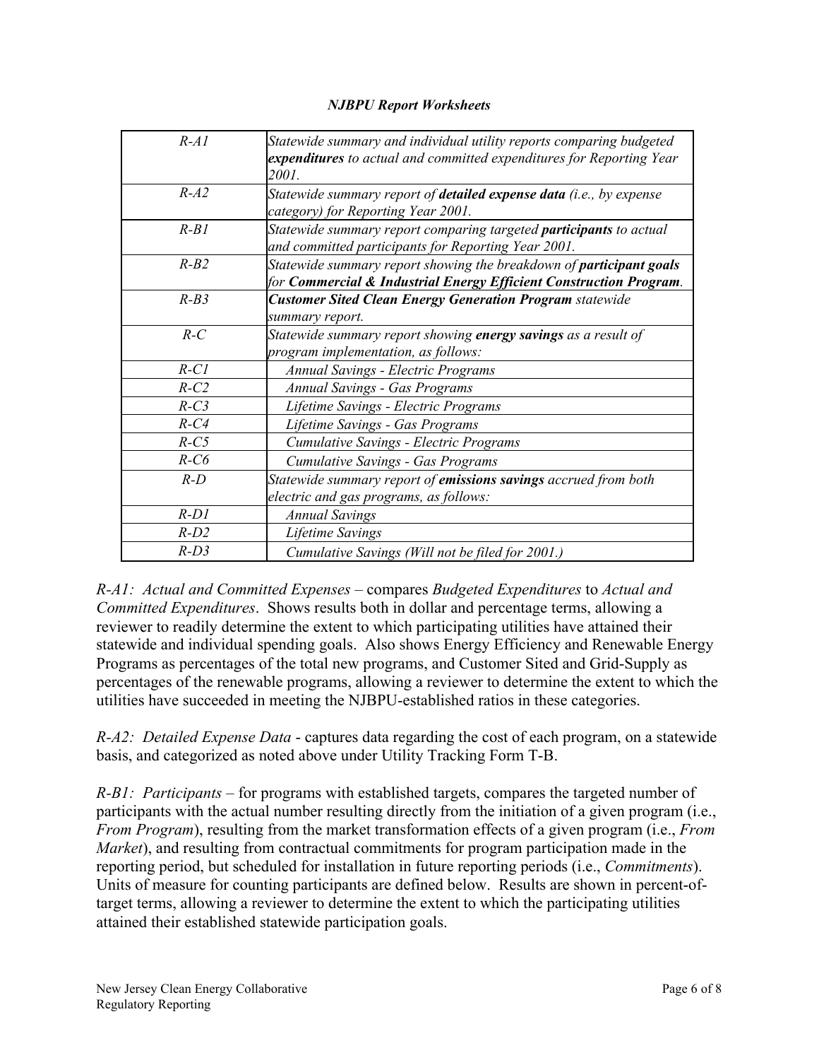***NJBPU Report Worksheets***

| | |
|---|---|
| *R-A1* | *Statewide summary and individual utility reports comparing budgeted **expenditures** to actual and committed expenditures for Reporting Year 2001.* |
| *R-A2* | *Statewide summary report of **detailed expense data** (i.e., by expense category) for Reporting Year 2001.* |
| *R-B1* | *Statewide summary report comparing targeted **participants** to actual and committed participants for Reporting Year 2001.* |
| *R-B2* | *Statewide summary report showing the breakdown of **participant goals** for **Commercial & Industrial Energy Efficient Construction Program**.* |
| *R-B3* | ***Customer Sited Clean Energy Generation Program** statewide summary report.* |
| *R-C* | *Statewide summary report showing **energy savings** as a result of program implementation, as follows:* |
| *R-C1* | *Annual Savings - Electric Programs* |
| *R-C2* | *Annual Savings - Gas Programs* |
| *R-C3* | *Lifetime Savings - Electric Programs* |
| *R-C4* | *Lifetime Savings - Gas Programs* |
| *R-C5* | *Cumulative Savings - Electric Programs* |
| *R-C6* | *Cumulative Savings - Gas Programs* |
| *R-D* | *Statewide summary report of **emissions savings** accrued from both electric and gas programs, as follows:* |
| *R-D1* | *Annual Savings* |
| *R-D2* | *Lifetime Savings* |
| *R-D3* | *Cumulative Savings (Will not be filed for 2001.)* |

*R-A1: Actual and Committed Expenses* – compares *Budgeted Expenditures* to *Actual and Committed Expenditures*. Shows results both in dollar and percentage terms, allowing a reviewer to readily determine the extent to which participating utilities have attained their statewide and individual spending goals. Also shows Energy Efficiency and Renewable Energy Programs as percentages of the total new programs, and Customer Sited and Grid-Supply as percentages of the renewable programs, allowing a reviewer to determine the extent to which the utilities have succeeded in meeting the NJBPU-established ratios in these categories.

*R-A2: Detailed Expense Data* - captures data regarding the cost of each program, on a statewide basis, and categorized as noted above under Utility Tracking Form T-B.

*R-B1: Participants* – for programs with established targets, compares the targeted number of participants with the actual number resulting directly from the initiation of a given program (i.e., *From Program*), resulting from the market transformation effects of a given program (i.e., *From Market*), and resulting from contractual commitments for program participation made in the reporting period, but scheduled for installation in future reporting periods (i.e., *Commitments*). Units of measure for counting participants are defined below. Results are shown in percent-of-target terms, allowing a reviewer to determine the extent to which the participating utilities attained their established statewide participation goals.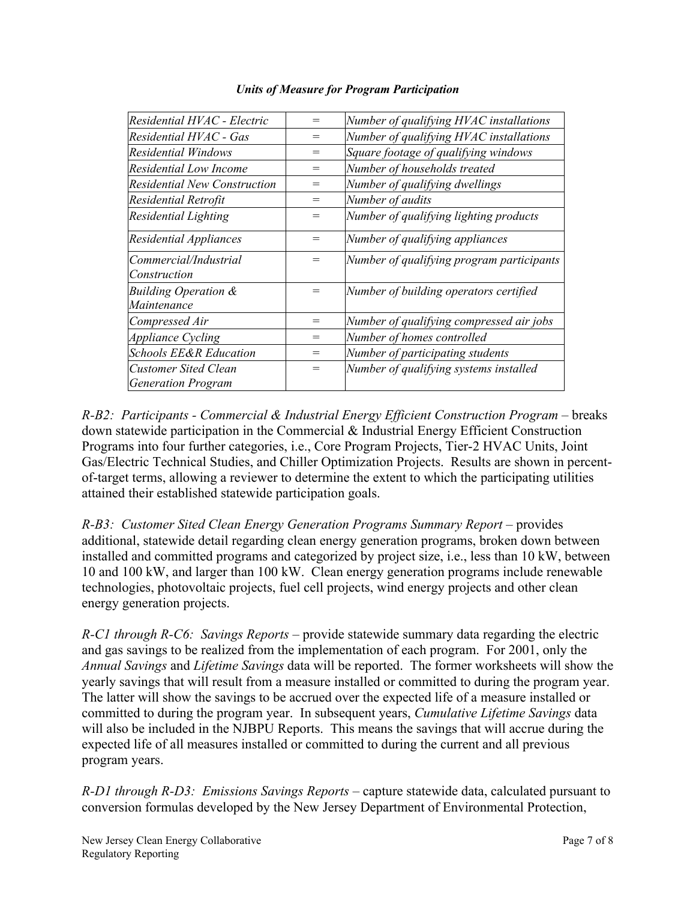***Units of Measure for Program Participation***

| | | |
|---|---|---|
| *Residential HVAC - Electric* | = | *Number of qualifying HVAC installations* |
| *Residential HVAC - Gas* | = | *Number of qualifying HVAC installations* |
| *Residential Windows* | = | *Square footage of qualifying windows* |
| *Residential Low Income* | = | *Number of households treated* |
| *Residential New Construction* | = | *Number of qualifying dwellings* |
| *Residential Retrofit* | = | *Number of audits* |
| *Residential Lighting* | = | *Number of qualifying lighting products* |
| *Residential Appliances* | = | *Number of qualifying appliances* |
| *Commercial/Industrial Construction* | = | *Number of qualifying program participants* |
| *Building Operation & Maintenance* | = | *Number of building operators certified* |
| *Compressed Air* | = | *Number of qualifying compressed air jobs* |
| *Appliance Cycling* | = | *Number of homes controlled* |
| *Schools EE&R Education* | = | *Number of participating students* |
| *Customer Sited Clean Generation Program* | = | *Number of qualifying systems installed* |

*R-B2: Participants - Commercial & Industrial Energy Efficient Construction Program* – breaks down statewide participation in the Commercial & Industrial Energy Efficient Construction Programs into four further categories, i.e., Core Program Projects, Tier-2 HVAC Units, Joint Gas/Electric Technical Studies, and Chiller Optimization Projects. Results are shown in percent-of-target terms, allowing a reviewer to determine the extent to which the participating utilities attained their established statewide participation goals.

*R-B3: Customer Sited Clean Energy Generation Programs Summary Report* – provides additional, statewide detail regarding clean energy generation programs, broken down between installed and committed programs and categorized by project size, i.e., less than 10 kW, between 10 and 100 kW, and larger than 100 kW. Clean energy generation programs include renewable technologies, photovoltaic projects, fuel cell projects, wind energy projects and other clean energy generation projects.

*R-C1 through R-C6: Savings Reports* – provide statewide summary data regarding the electric and gas savings to be realized from the implementation of each program. For 2001, only the *Annual Savings* and *Lifetime Savings* data will be reported. The former worksheets will show the yearly savings that will result from a measure installed or committed to during the program year. The latter will show the savings to be accrued over the expected life of a measure installed or committed to during the program year. In subsequent years, *Cumulative Lifetime Savings* data will also be included in the NJBPU Reports. This means the savings that will accrue during the expected life of all measures installed or committed to during the current and all previous program years.

*R-D1 through R-D3: Emissions Savings Reports* – capture statewide data, calculated pursuant to conversion formulas developed by the New Jersey Department of Environmental Protection,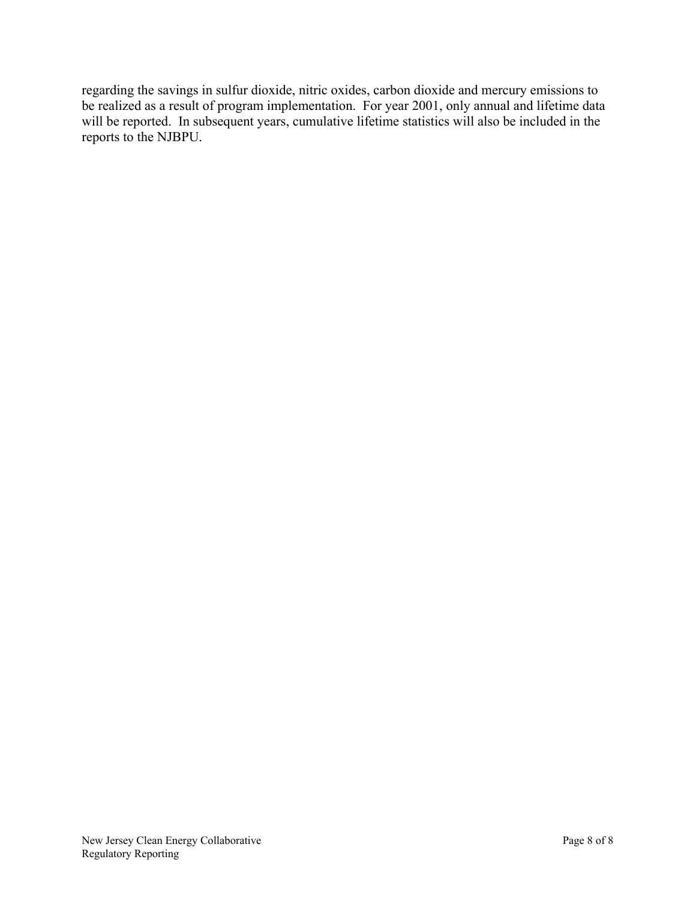regarding the savings in sulfur dioxide, nitric oxides, carbon dioxide and mercury emissions to be realized as a result of program implementation. For year 2001, only annual and lifetime data will be reported. In subsequent years, cumulative lifetime statistics will also be included in the reports to the NJBPU.